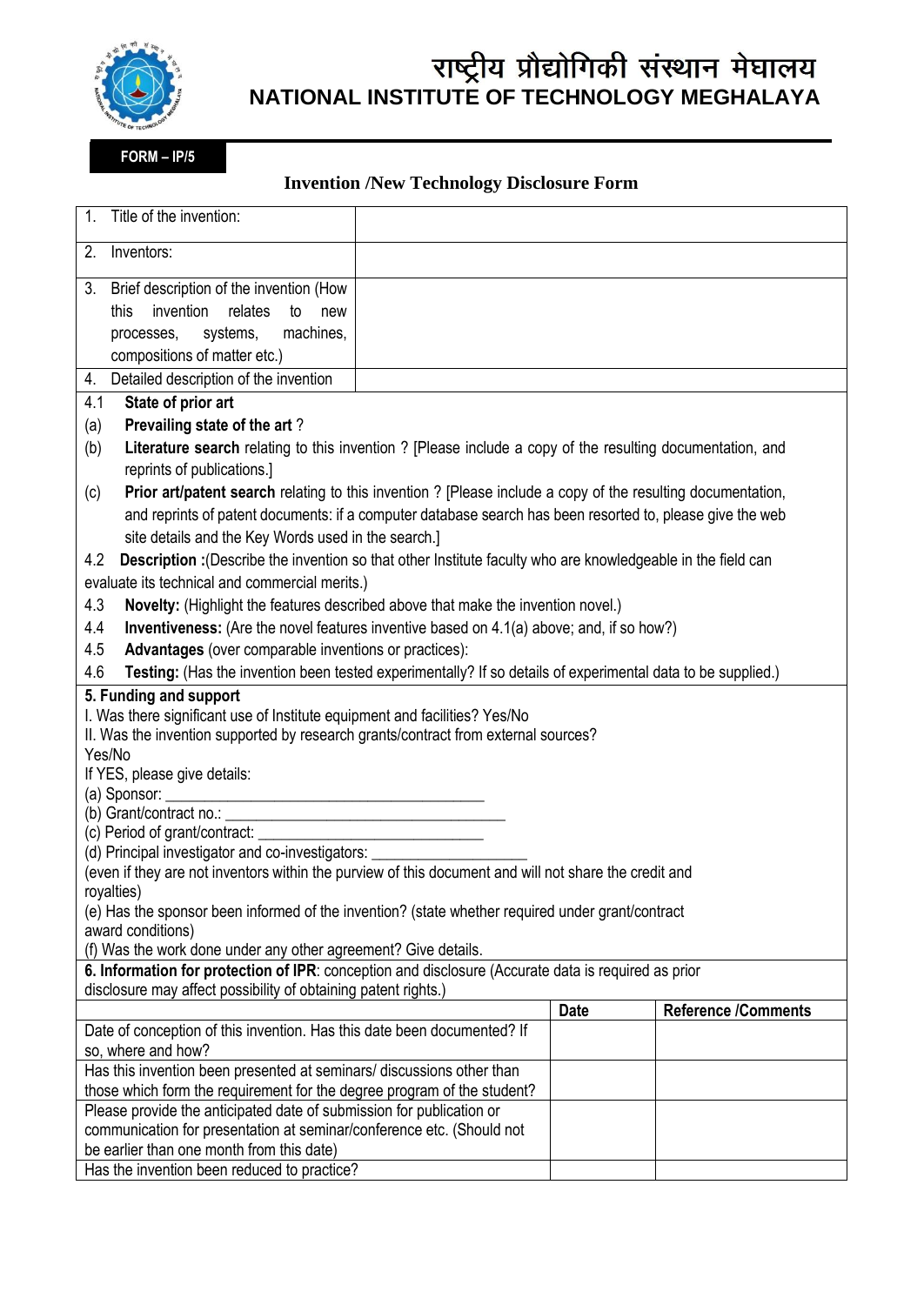# राष्ट्रीय प्रौद्योगिकी संस्थान मेघालय
# NATIONAL INSTITUTE OF TECHNOLOGY MEGHALAYA

**FORM – IP/5**

## Invention /New Technology Disclosure Form

| | |
|---|---|
| 1. Title of the invention: | |
| 2. Inventors: | |
| 3. Brief description of the invention (How this invention relates to new processes, systems, machines, compositions of matter etc.) | |
| 4. Detailed description of the invention | |

4.1 **State of prior art**

(a) **Prevailing state of the art** ?

(b) **Literature search** relating to this invention ? [Please include a copy of the resulting documentation, and reprints of publications.]

(c) **Prior art/patent search** relating to this invention ? [Please include a copy of the resulting documentation, and reprints of patent documents: if a computer database search has been resorted to, please give the web site details and the Key Words used in the search.]

4.2 **Description :**(Describe the invention so that other Institute faculty who are knowledgeable in the field can evaluate its technical and commercial merits.)

4.3 **Novelty:** (Highlight the features described above that make the invention novel.)

4.4 **Inventiveness:** (Are the novel features inventive based on 4.1(a) above; and, if so how?)

4.5 **Advantages** (over comparable inventions or practices):

4.6 **Testing:** (Has the invention been tested experimentally? If so details of experimental data to be supplied.)

**5. Funding and support**

I. Was there significant use of Institute equipment and facilities? Yes/No

II. Was the invention supported by research grants/contract from external sources? Yes/No

If YES, please give details:

(a) Sponsor: ___________________________________________

(b) Grant/contract no.: ____________________________________

(c) Period of grant/contract: ____________________________

(d) Principal investigator and co-investigators: ___________________

(even if they are not inventors within the purview of this document and will not share the credit and royalties)

(e) Has the sponsor been informed of the invention? (state whether required under grant/contract award conditions)

(f) Was the work done under any other agreement? Give details.

**6. Information for protection of IPR**: conception and disclosure (Accurate data is required as prior disclosure may affect possibility of obtaining patent rights.)

| | Date | Reference /Comments |
|---|---|---|
| Date of conception of this invention. Has this date been documented? If so, where and how? | | |
| Has this invention been presented at seminars/ discussions other than those which form the requirement for the degree program of the student? | | |
| Please provide the anticipated date of submission for publication or communication for presentation at seminar/conference etc. (Should not be earlier than one month from this date) | | |
| Has the invention been reduced to practice? | | |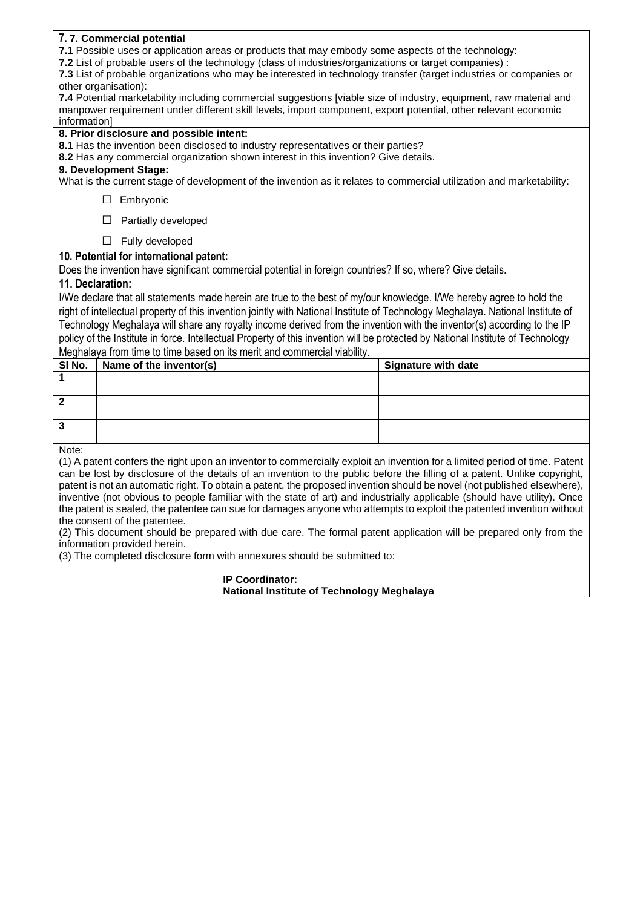**7. 7. Commercial potential**

**7.1** Possible uses or application areas or products that may embody some aspects of the technology:

**7.2** List of probable users of the technology (class of industries/organizations or target companies) :

**7.3** List of probable organizations who may be interested in technology transfer (target industries or companies or other organisation):

**7.4** Potential marketability including commercial suggestions [viable size of industry, equipment, raw material and manpower requirement under different skill levels, import component, export potential, other relevant economic information]

**8. Prior disclosure and possible intent:**

**8.1** Has the invention been disclosed to industry representatives or their parties?

**8.2** Has any commercial organization shown interest in this invention? Give details.

**9. Development Stage:**

What is the current stage of development of the invention as it relates to commercial utilization and marketability:

- ☐ Embryonic
- ☐ Partially developed
- ☐ Fully developed

**10. Potential for international patent:**

Does the invention have significant commercial potential in foreign countries? If so, where? Give details.

**11. Declaration:**

I/We declare that all statements made herein are true to the best of my/our knowledge. I/We hereby agree to hold the right of intellectual property of this invention jointly with National Institute of Technology Meghalaya. National Institute of Technology Meghalaya will share any royalty income derived from the invention with the inventor(s) according to the IP policy of the Institute in force. Intellectual Property of this invention will be protected by National Institute of Technology Meghalaya from time to time based on its merit and commercial viability.

| Sl No. | Name of the inventor(s) | Signature with date |
|---|---|---|
| 1 | | |
| 2 | | |
| 3 | | |

Note:

(1) A patent confers the right upon an inventor to commercially exploit an invention for a limited period of time. Patent can be lost by disclosure of the details of an invention to the public before the filling of a patent. Unlike copyright, patent is not an automatic right. To obtain a patent, the proposed invention should be novel (not published elsewhere), inventive (not obvious to people familiar with the state of art) and industrially applicable (should have utility). Once the patent is sealed, the patentee can sue for damages anyone who attempts to exploit the patented invention without the consent of the patentee.

(2) This document should be prepared with due care. The formal patent application will be prepared only from the information provided herein.

(3) The completed disclosure form with annexures should be submitted to:

**IP Coordinator:**
**National Institute of Technology Meghalaya**